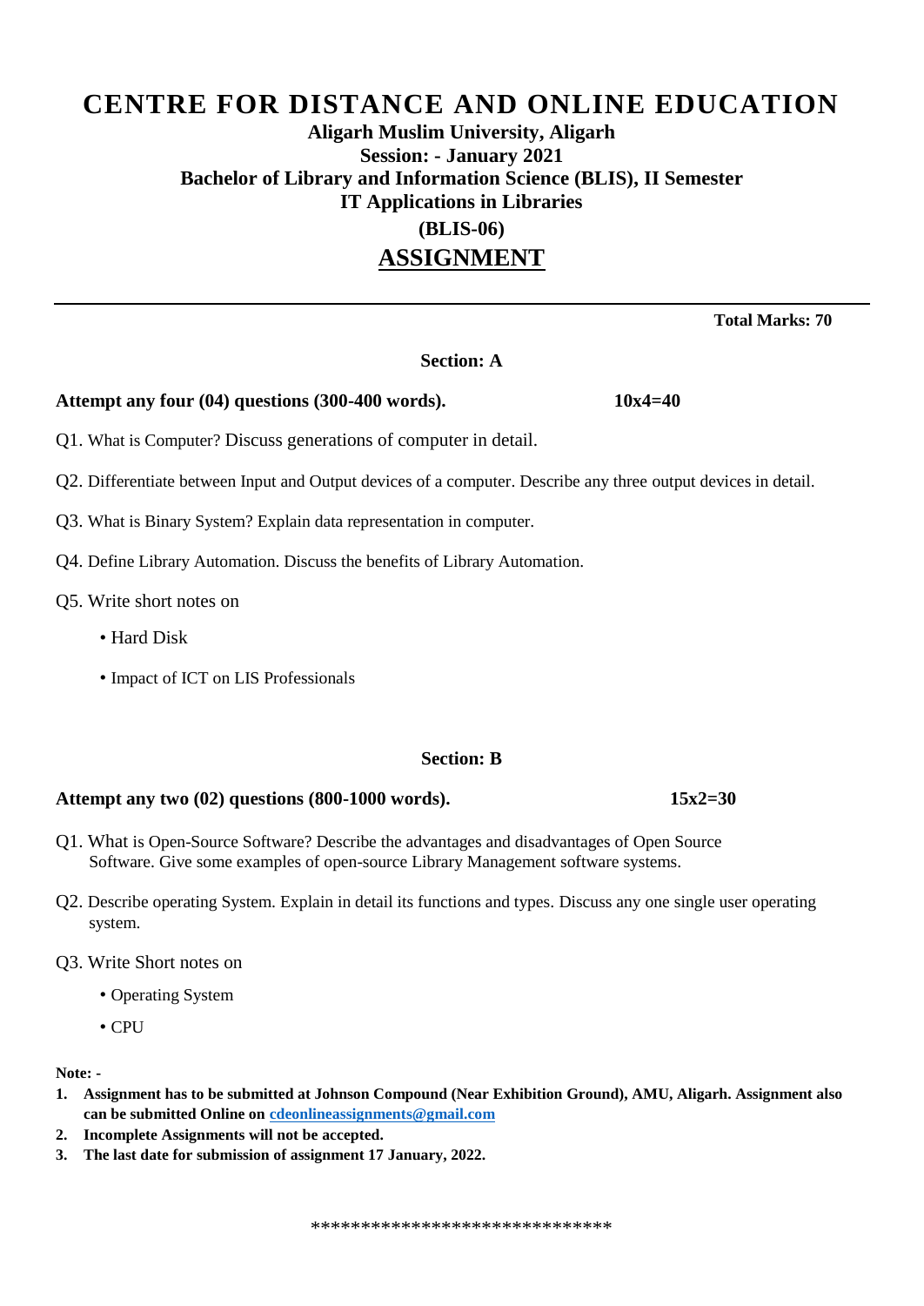# CENTRE FOR DISTANCE AND ONLINE EDUCATION

**Aligarh Muslim University, Aligarh**

**Session: - January 2021**

**Bachelor of Library and Information Science (BLIS), II Semester**

**IT Applications in Libraries**

**(BLIS-06)**

## ASSIGNMENT

---

**Total Marks: 70**

### Section: A

**Attempt any four (04) questions (300-400 words).** **10x4=40**

Q1. What is Computer? Discuss generations of computer in detail.

Q2. Differentiate between Input and Output devices of a computer. Describe any three output devices in detail.

Q3. What is Binary System? Explain data representation in computer.

Q4. Define Library Automation. Discuss the benefits of Library Automation.

Q5. Write short notes on

- Hard Disk
- Impact of ICT on LIS Professionals

### Section: B

**Attempt any two (02) questions (800-1000 words).** **15x2=30**

Q1. What is Open-Source Software? Describe the advantages and disadvantages of Open Source Software. Give some examples of open-source Library Management software systems.

Q2. Describe operating System. Explain in detail its functions and types. Discuss any one single user operating system.

Q3. Write Short notes on

- Operating System
- CPU

**Note: -**

1. **Assignment has to be submitted at Johnson Compound (Near Exhibition Ground), AMU, Aligarh. Assignment also can be submitted Online on [cdeonlineassignments@gmail.com](mailto:cdeonlineassignments@gmail.com)**
2. **Incomplete Assignments will not be accepted.**
3. **The last date for submission of assignment 17 January, 2022.**

******************************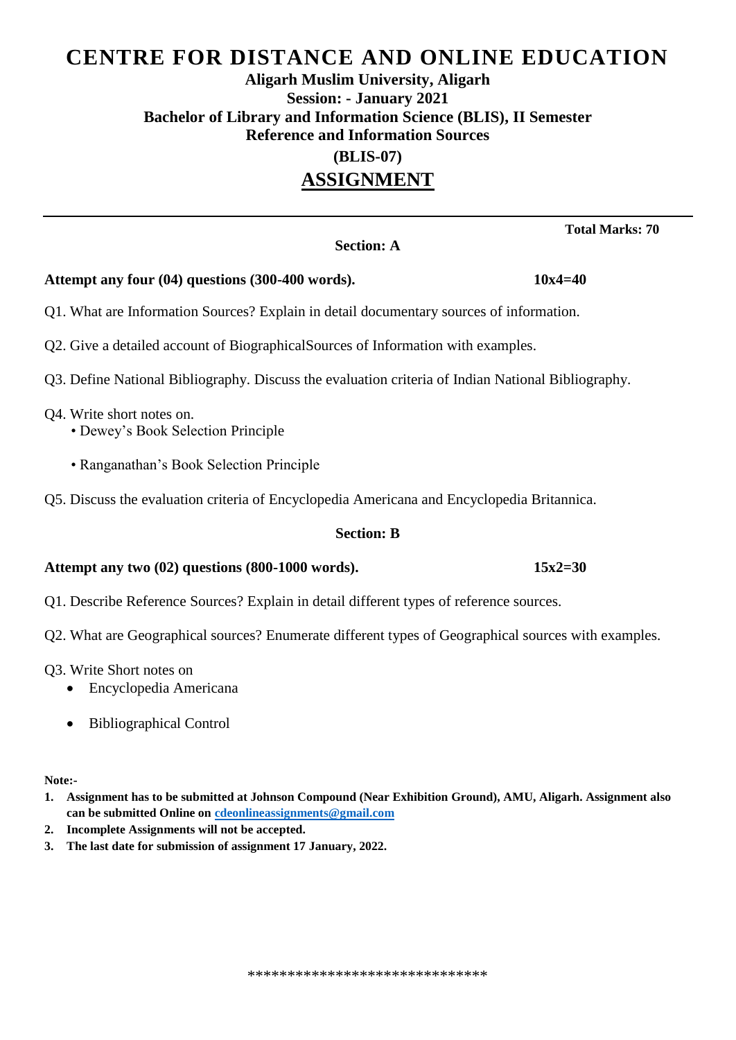# CENTRE FOR DISTANCE AND ONLINE EDUCATION

**Aligarh Muslim University, Aligarh**

**Session: - January 2021**

**Bachelor of Library and Information Science (BLIS), II Semester**

**Reference and Information Sources**

**(BLIS-07)**

## ASSIGNMENT

---

**Total Marks: 70**

### Section: A

**Attempt any four (04) questions (300-400 words).** **10x4=40**

Q1. What are Information Sources? Explain in detail documentary sources of information.

Q2. Give a detailed account of BiographicalSources of Information with examples.

Q3. Define National Bibliography. Discuss the evaluation criteria of Indian National Bibliography.

Q4. Write short notes on.

- Dewey's Book Selection Principle
- Ranganathan's Book Selection Principle

Q5. Discuss the evaluation criteria of Encyclopedia Americana and Encyclopedia Britannica.

### Section: B

**Attempt any two (02) questions (800-1000 words).** **15x2=30**

Q1. Describe Reference Sources? Explain in detail different types of reference sources.

Q2. What are Geographical sources? Enumerate different types of Geographical sources with examples.

Q3. Write Short notes on

- Encyclopedia Americana
- Bibliographical Control

**Note:-**

1. **Assignment has to be submitted at Johnson Compound (Near Exhibition Ground), AMU, Aligarh. Assignment also can be submitted Online on cdeonlineassignments@gmail.com**
2. **Incomplete Assignments will not be accepted.**
3. **The last date for submission of assignment 17 January, 2022.**

******************************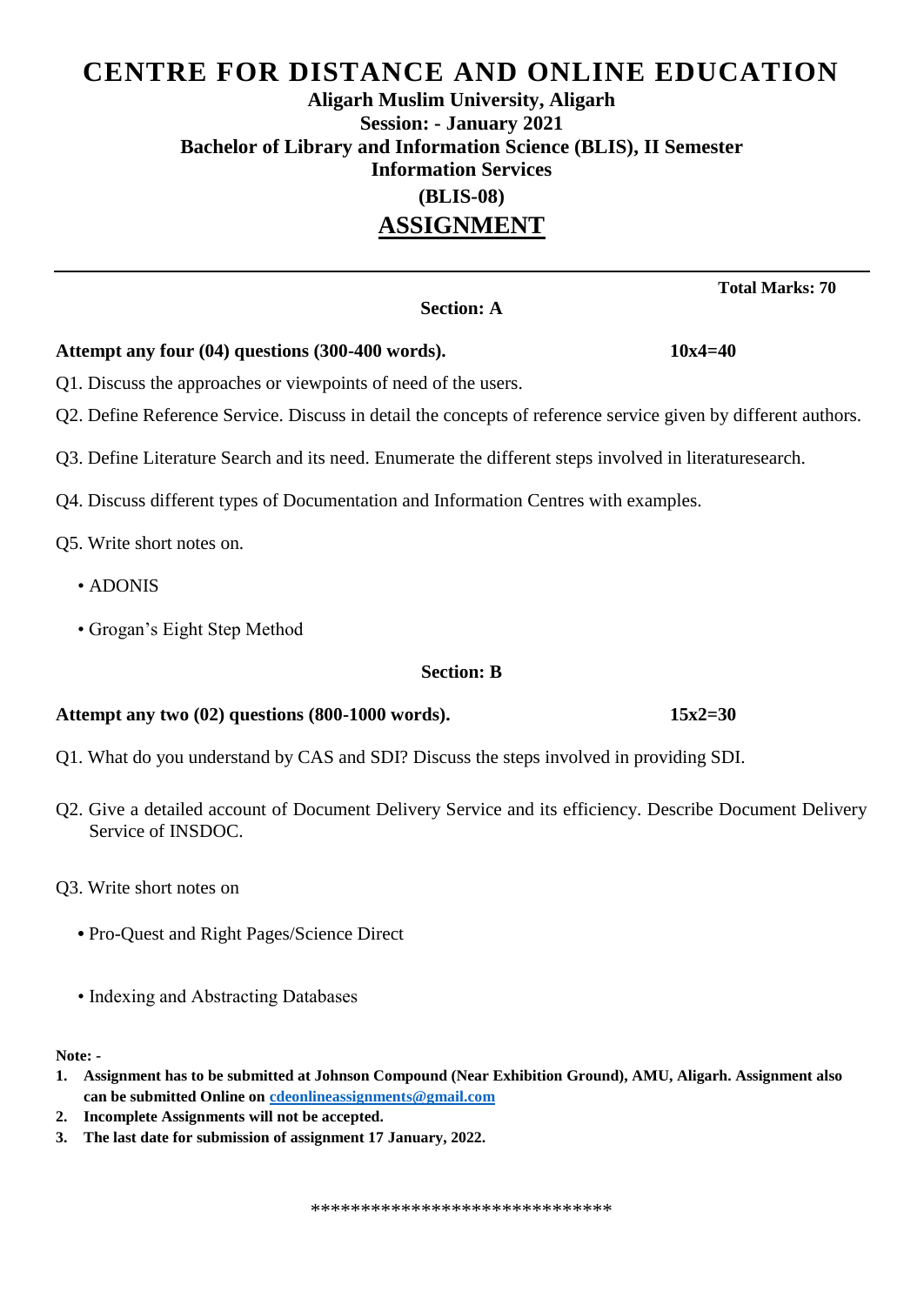# CENTRE FOR DISTANCE AND ONLINE EDUCATION

**Aligarh Muslim University, Aligarh**

**Session: - January 2021**

**Bachelor of Library and Information Science (BLIS), II Semester**

**Information Services**

**(BLIS-08)**

## ASSIGNMENT

---

**Total Marks: 70**

**Section: A**

**Attempt any four (04) questions (300-400 words).** **10x4=40**

Q1. Discuss the approaches or viewpoints of need of the users.

Q2. Define Reference Service. Discuss in detail the concepts of reference service given by different authors.

Q3. Define Literature Search and its need. Enumerate the different steps involved in literaturesearch.

Q4. Discuss different types of Documentation and Information Centres with examples.

Q5. Write short notes on.

- ADONIS
- Grogan's Eight Step Method

**Section: B**

**Attempt any two (02) questions (800-1000 words).** **15x2=30**

Q1. What do you understand by CAS and SDI? Discuss the steps involved in providing SDI.

Q2. Give a detailed account of Document Delivery Service and its efficiency. Describe Document Delivery Service of INSDOC.

Q3. Write short notes on

- Pro-Quest and Right Pages/Science Direct
- Indexing and Abstracting Databases

**Note: -**

1. **Assignment has to be submitted at Johnson Compound (Near Exhibition Ground), AMU, Aligarh. Assignment also can be submitted Online on [cdeonlineassignments@gmail.com](mailto:cdeonlineassignments@gmail.com)**
2. **Incomplete Assignments will not be accepted.**
3. **The last date for submission of assignment 17 January, 2022.**

******************************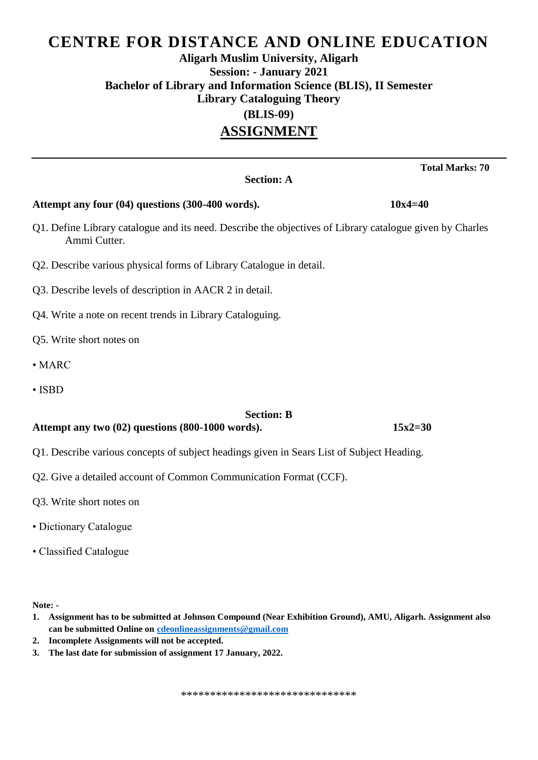# CENTRE FOR DISTANCE AND ONLINE EDUCATION

**Aligarh Muslim University, Aligarh**

**Session: - January 2021**

**Bachelor of Library and Information Science (BLIS), II Semester**

**Library Cataloguing Theory**

**(BLIS-09)**

## ASSIGNMENT

---

**Total Marks: 70**

**Section: A**

**Attempt any four (04) questions (300-400 words).** **10x4=40**

Q1. Define Library catalogue and its need. Describe the objectives of Library catalogue given by Charles Ammi Cutter.

Q2. Describe various physical forms of Library Catalogue in detail.

Q3. Describe levels of description in AACR 2 in detail.

Q4. Write a note on recent trends in Library Cataloguing.

Q5. Write short notes on

- MARC
- ISBD

**Section: B**

**Attempt any two (02) questions (800-1000 words).** **15x2=30**

Q1. Describe various concepts of subject headings given in Sears List of Subject Heading.

Q2. Give a detailed account of Common Communication Format (CCF).

Q3. Write short notes on

- Dictionary Catalogue
- Classified Catalogue

**Note: -**

1. **Assignment has to be submitted at Johnson Compound (Near Exhibition Ground), AMU, Aligarh. Assignment also can be submitted Online on [cdeonlineassignments@gmail.com](mailto:cdeonlineassignments@gmail.com)**
2. **Incomplete Assignments will not be accepted.**
3. **The last date for submission of assignment 17 January, 2022.**

******************************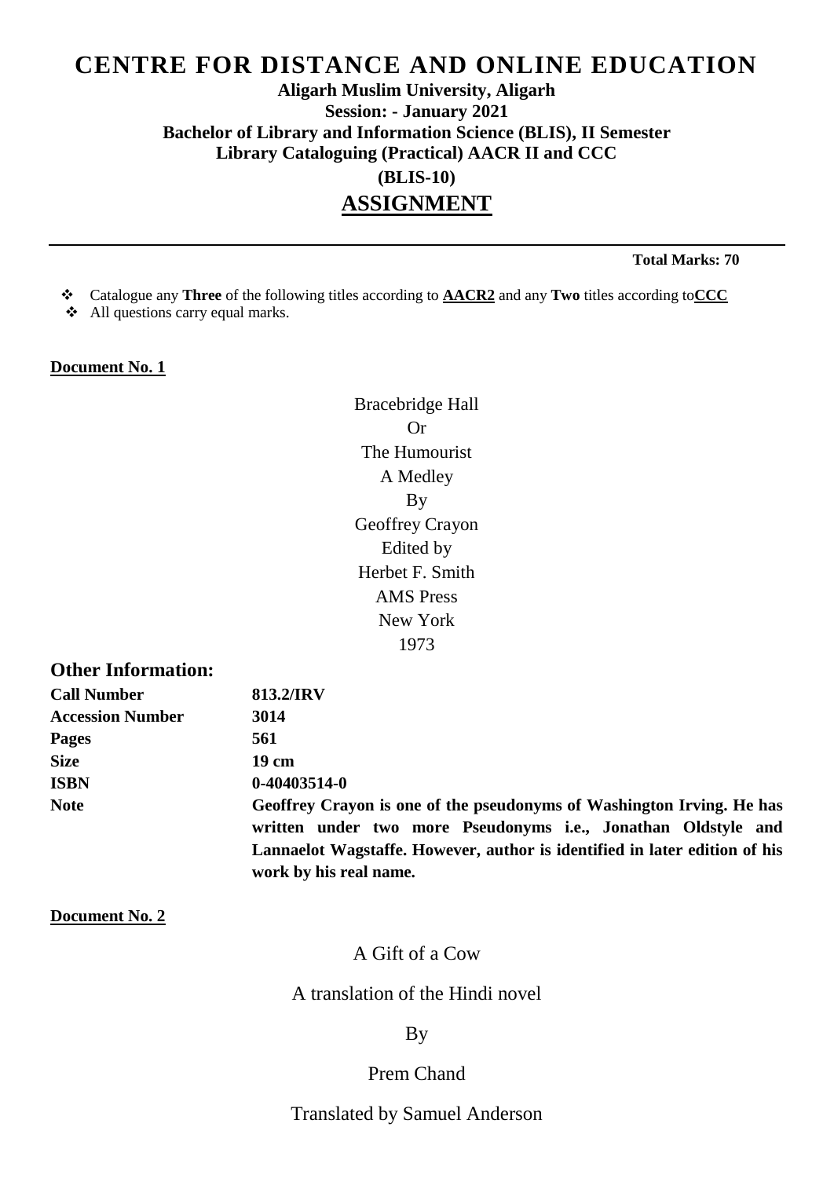# CENTRE FOR DISTANCE AND ONLINE EDUCATION

**Aligarh Muslim University, Aligarh**

**Session: - January 2021**

**Bachelor of Library and Information Science (BLIS), II Semester**

**Library Cataloguing (Practical) AACR II and CCC**

**(BLIS-10)**

## ASSIGNMENT

**Total Marks: 70**

- Catalogue any **Three** of the following titles according to **AACR2** and any **Two** titles according to**CCC**
- All questions carry equal marks.

**Document No. 1**

Bracebridge Hall
Or
The Humourist
A Medley
By
Geoffrey Crayon
Edited by
Herbet F. Smith
AMS Press
New York
1973

### Other Information:

| | |
|---|---|
| **Call Number** | **813.2/IRV** |
| **Accession Number** | **3014** |
| **Pages** | **561** |
| **Size** | **19 cm** |
| **ISBN** | **0-40403514-0** |
| **Note** | **Geoffrey Crayon is one of the pseudonyms of Washington Irving. He has written under two more Pseudonyms i.e., Jonathan Oldstyle and Lannaelot Wagstaffe. However, author is identified in later edition of his work by his real name.** |

**Document No. 2**

A Gift of a Cow

A translation of the Hindi novel

By

Prem Chand

Translated by Samuel Anderson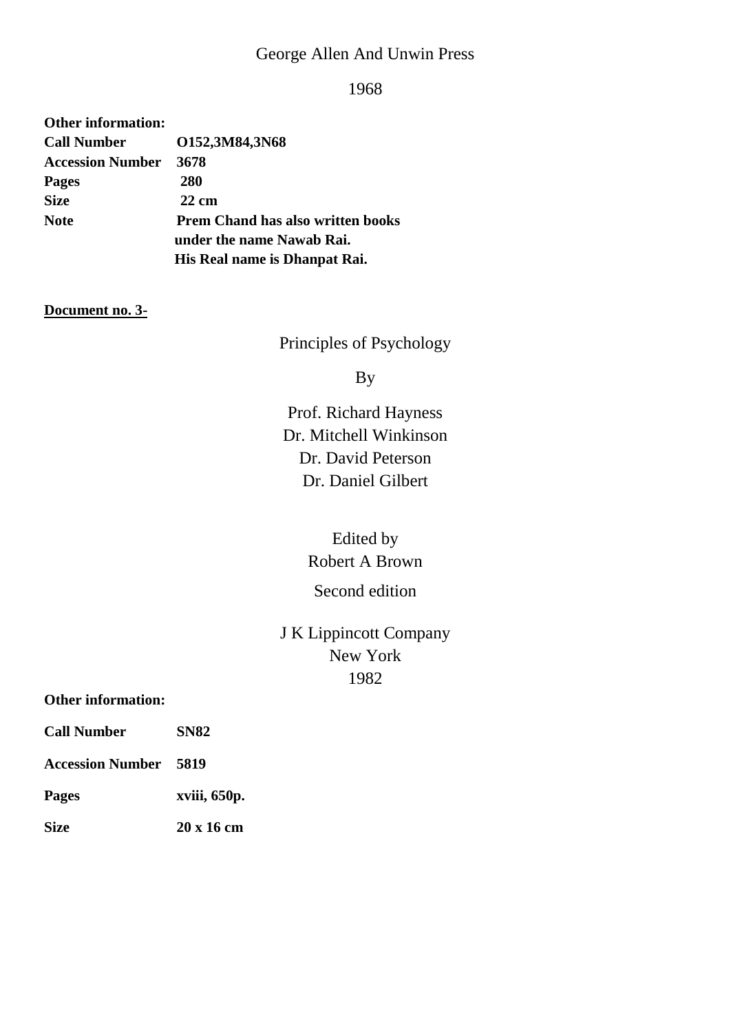George Allen And Unwin Press

1968

**Other information:**

**Call Number** O152,3M84,3N68

**Accession Number** 3678

**Pages** 280

**Size** 22 cm

**Note** Prem Chand has also written books under the name Nawab Rai. His Real name is Dhanpat Rai.

**<u>Document no. 3-</u>**

Principles of Psychology

By

Prof. Richard Hayness
Dr. Mitchell Winkinson
Dr. David Peterson
Dr. Daniel Gilbert

Edited by
Robert A Brown

Second edition

J K Lippincott Company
New York
1982

**Other information:**

**Call Number** SN82

**Accession Number** 5819

**Pages** xviii, 650p.

**Size** 20 x 16 cm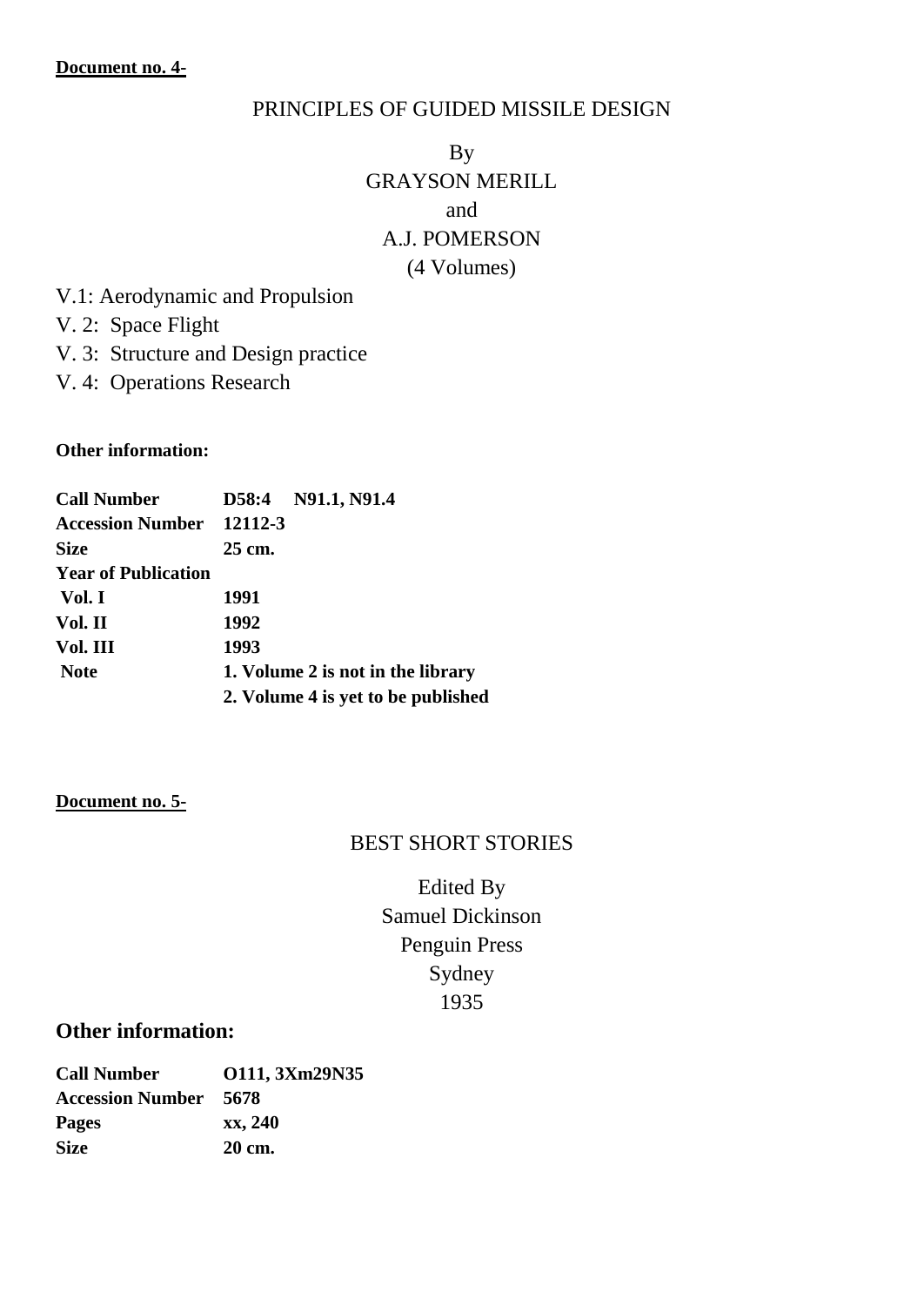**Document no. 4-**

PRINCIPLES OF GUIDED MISSILE DESIGN

By

GRAYSON MERILL

and

A.J. POMERSON

(4 Volumes)

V.1: Aerodynamic and Propulsion

V. 2: Space Flight

V. 3: Structure and Design practice

V. 4: Operations Research

**Other information:**

| | |
|---|---|
| **Call Number** | **D58:4 N91.1, N91.4** |
| **Accession Number** | **12112-3** |
| **Size** | **25 cm.** |
| **Year of Publication** | |
| **Vol. I** | **1991** |
| **Vol. II** | **1992** |
| **Vol. III** | **1993** |
| **Note** | **1. Volume 2 is not in the library** |
| | **2. Volume 4 is yet to be published** |

**Document no. 5-**

BEST SHORT STORIES

Edited By

Samuel Dickinson

Penguin Press

Sydney

1935

## Other information:

| | |
|---|---|
| **Call Number** | **O111, 3Xm29N35** |
| **Accession Number** | **5678** |
| **Pages** | **xx, 240** |
| **Size** | **20 cm.** |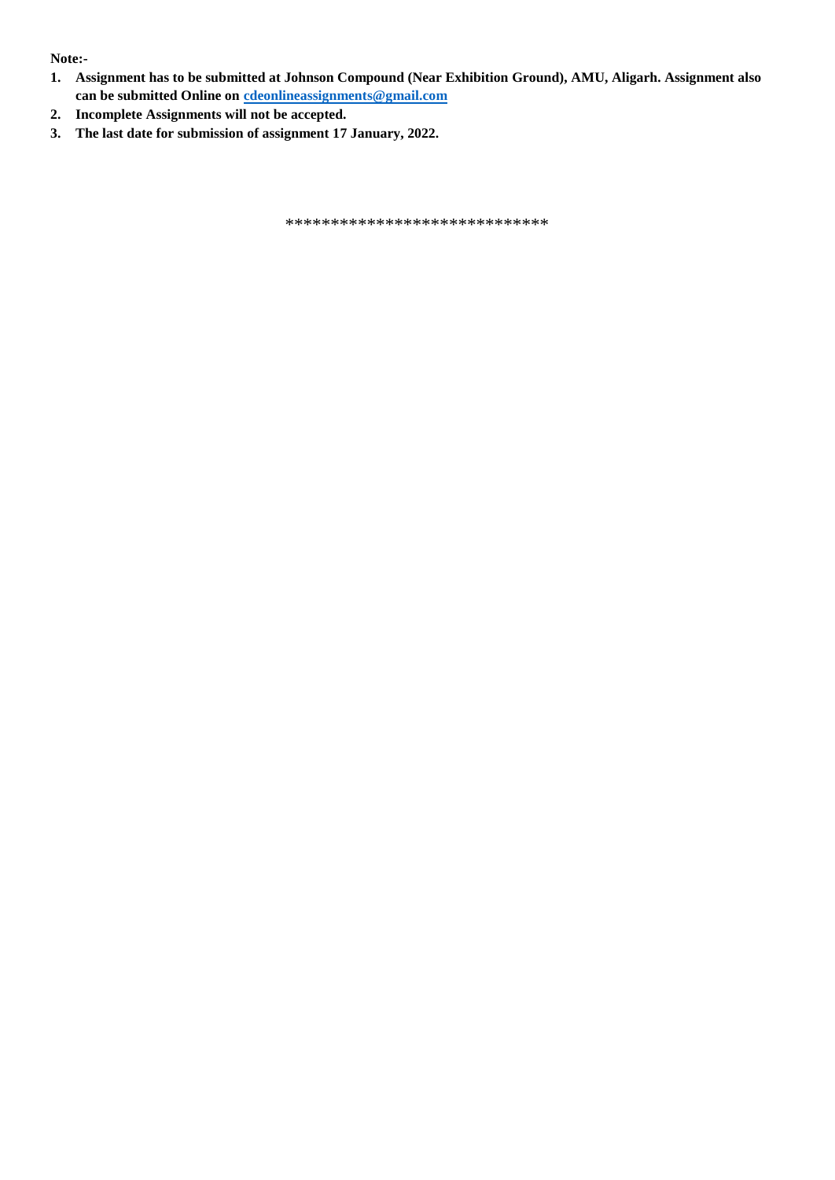**Note:-**

1. **Assignment has to be submitted at Johnson Compound (Near Exhibition Ground), AMU, Aligarh. Assignment also can be submitted Online on [cdeonlineassignments@gmail.com](mailto:cdeonlineassignments@gmail.com)**
2. **Incomplete Assignments will not be accepted.**
3. **The last date for submission of assignment 17 January, 2022.**

*****************************